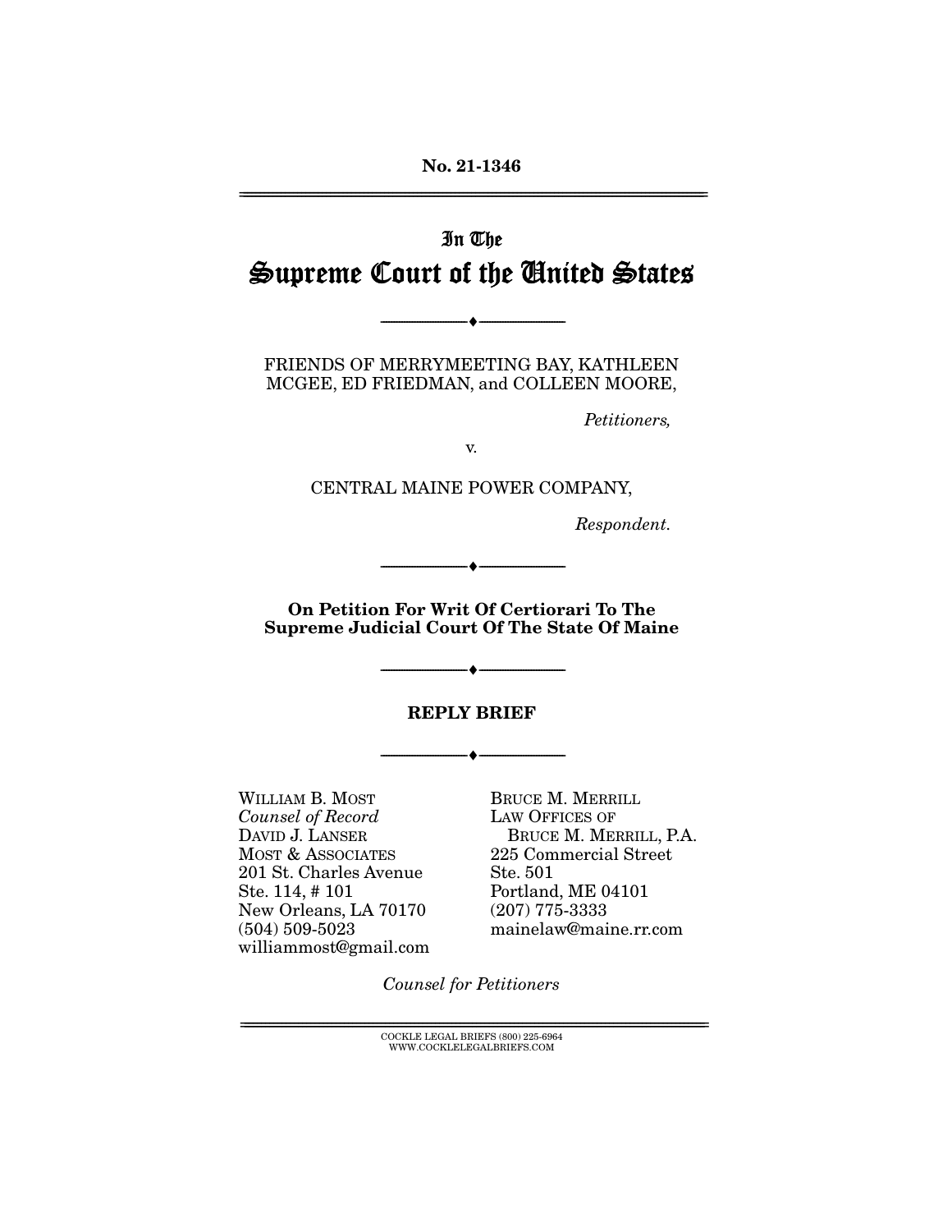**No. 21-1346**

---

# In The
# Supreme Court of the United States

---

FRIENDS OF MERRYMEETING BAY, KATHLEEN MCGEE, ED FRIEDMAN, and COLLEEN MOORE,

*Petitioners,*

v.

CENTRAL MAINE POWER COMPANY,

*Respondent.*

---

**On Petition For Writ Of Certiorari To The Supreme Judicial Court Of The State Of Maine**

---

**REPLY BRIEF**

---

WILLIAM B. MOST
*Counsel of Record*
DAVID J. LANSER
MOST & ASSOCIATES
201 St. Charles Avenue
Ste. 114, # 101
New Orleans, LA 70170
(504) 509-5023
williammost@gmail.com

BRUCE M. MERRILL
LAW OFFICES OF
BRUCE M. MERRILL, P.A.
225 Commercial Street
Ste. 501
Portland, ME 04101
(207) 775-3333
mainelaw@maine.rr.com

*Counsel for Petitioners*

---

COCKLE LEGAL BRIEFS (800) 225-6964
WWW.COCKLELEGALBRIEFS.COM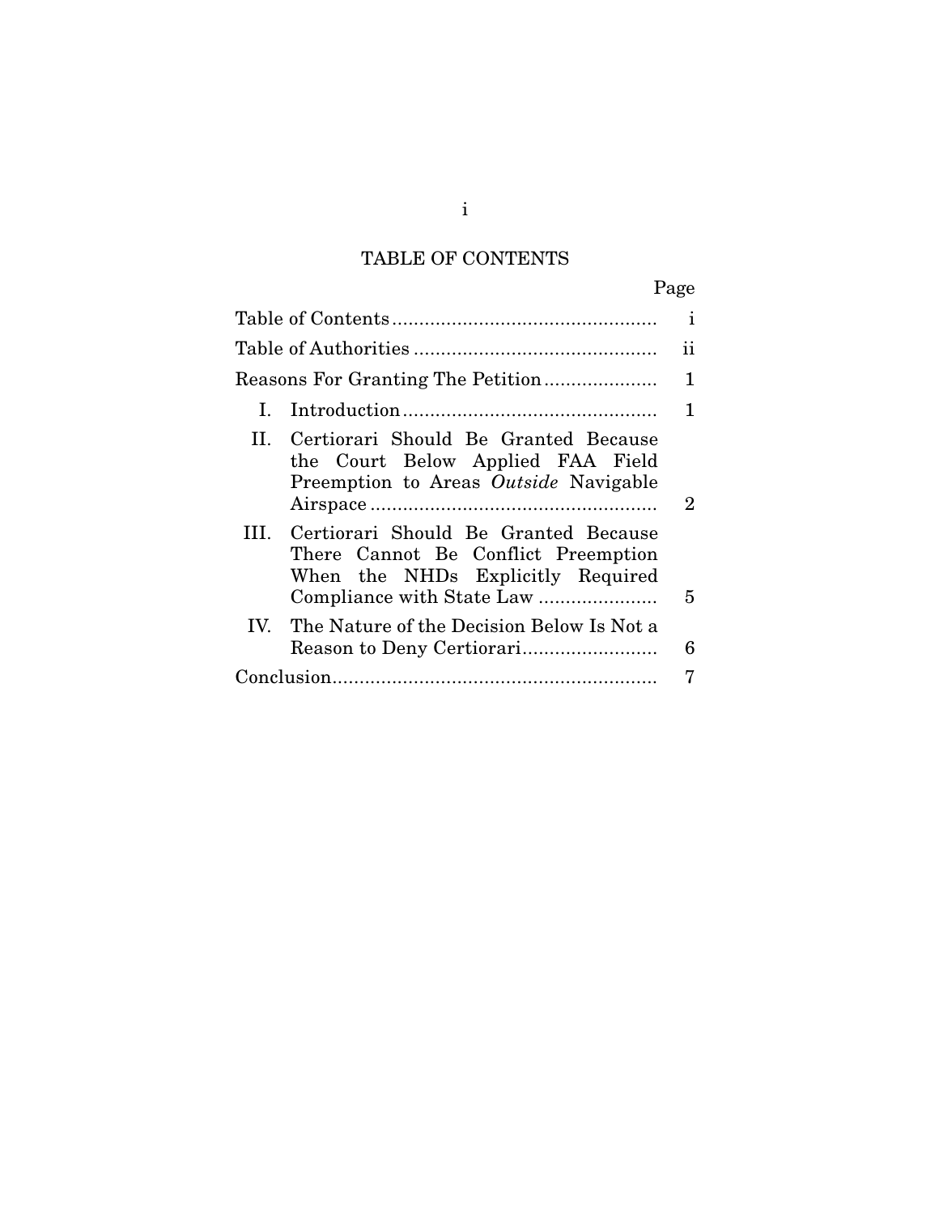# TABLE OF CONTENTS

| | Page |
|---|---|
| Table of Contents | i |
| Table of Authorities | ii |
| Reasons For Granting The Petition | 1 |
| I. Introduction | 1 |
| II. Certiorari Should Be Granted Because the Court Below Applied FAA Field Preemption to Areas *Outside* Navigable Airspace | 2 |
| III. Certiorari Should Be Granted Because There Cannot Be Conflict Preemption When the NHDs Explicitly Required Compliance with State Law | 5 |
| IV. The Nature of the Decision Below Is Not a Reason to Deny Certiorari | 6 |
| Conclusion | 7 |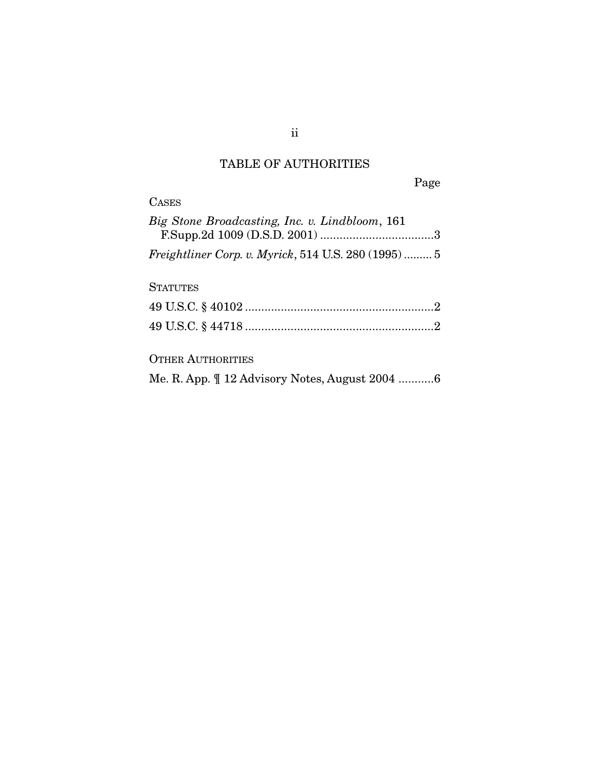## TABLE OF AUTHORITIES

Page

CASES

*Big Stone Broadcasting, Inc. v. Lindbloom*, 161 F.Supp.2d 1009 (D.S.D. 2001) ....................................3

*Freightliner Corp. v. Myrick*, 514 U.S. 280 (1995) ......... 5

STATUTES

49 U.S.C. § 40102 ..........................................................2

49 U.S.C. § 44718 ..........................................................2

OTHER AUTHORITIES

Me. R. App. ¶ 12 Advisory Notes, August 2004 ...........6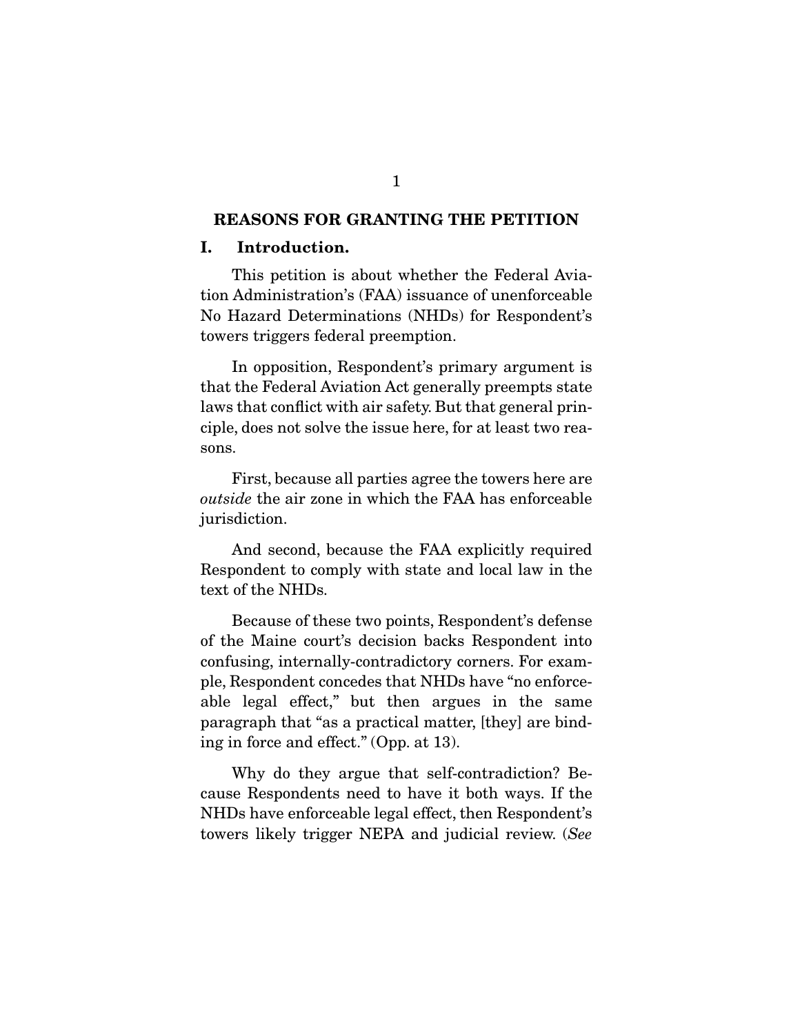## REASONS FOR GRANTING THE PETITION

### I. Introduction.

This petition is about whether the Federal Aviation Administration's (FAA) issuance of unenforceable No Hazard Determinations (NHDs) for Respondent's towers triggers federal preemption.

In opposition, Respondent's primary argument is that the Federal Aviation Act generally preempts state laws that conflict with air safety. But that general principle, does not solve the issue here, for at least two reasons.

First, because all parties agree the towers here are *outside* the air zone in which the FAA has enforceable jurisdiction.

And second, because the FAA explicitly required Respondent to comply with state and local law in the text of the NHDs.

Because of these two points, Respondent's defense of the Maine court's decision backs Respondent into confusing, internally-contradictory corners. For example, Respondent concedes that NHDs have "no enforceable legal effect," but then argues in the same paragraph that "as a practical matter, [they] are binding in force and effect." (Opp. at 13).

Why do they argue that self-contradiction? Because Respondents need to have it both ways. If the NHDs have enforceable legal effect, then Respondent's towers likely trigger NEPA and judicial review. (*See*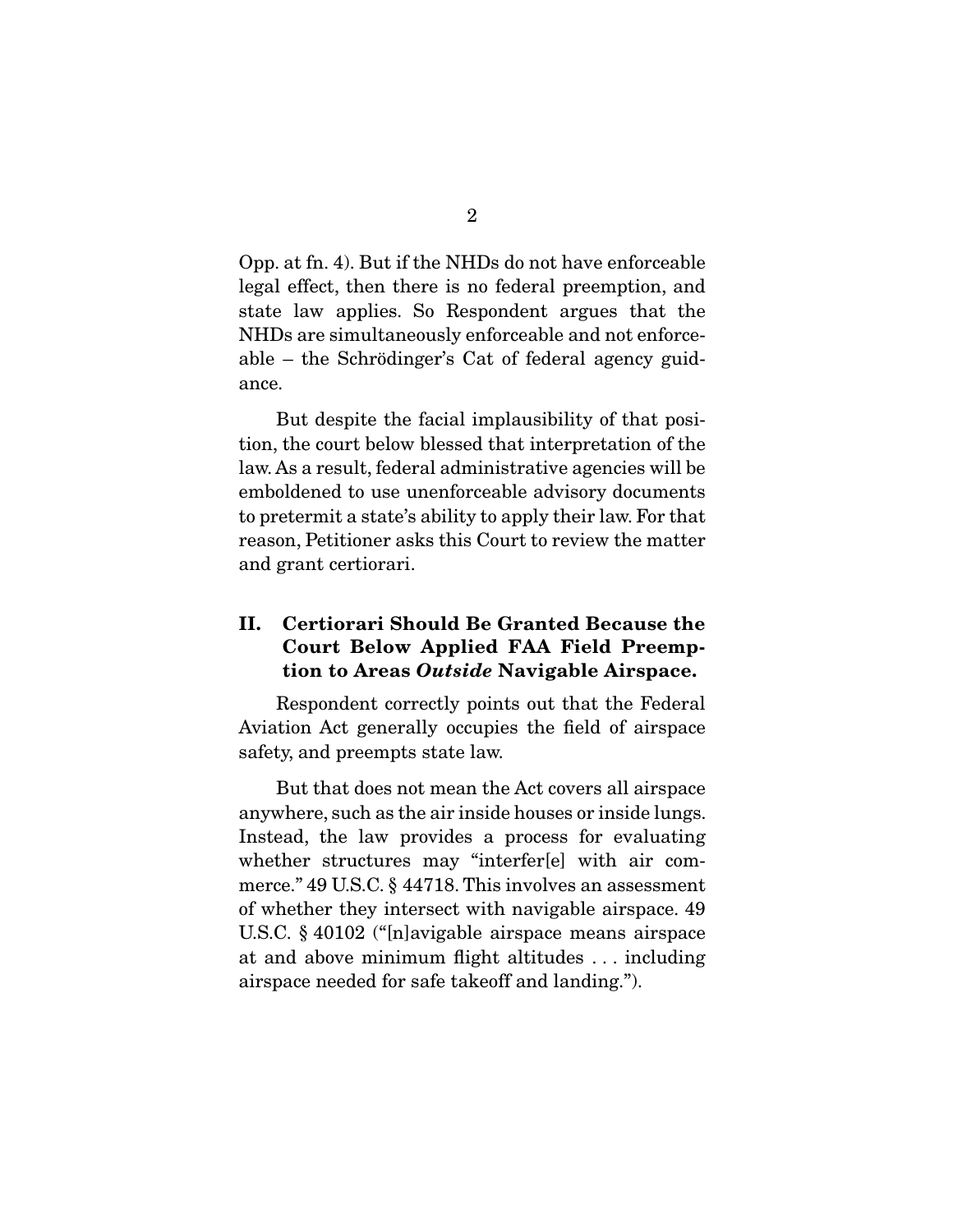Opp. at fn. 4). But if the NHDs do not have enforceable legal effect, then there is no federal preemption, and state law applies. So Respondent argues that the NHDs are simultaneously enforceable and not enforceable – the Schrödinger's Cat of federal agency guidance.

But despite the facial implausibility of that position, the court below blessed that interpretation of the law. As a result, federal administrative agencies will be emboldened to use unenforceable advisory documents to pretermit a state's ability to apply their law. For that reason, Petitioner asks this Court to review the matter and grant certiorari.

## II. Certiorari Should Be Granted Because the Court Below Applied FAA Field Preemption to Areas *Outside* Navigable Airspace.

Respondent correctly points out that the Federal Aviation Act generally occupies the field of airspace safety, and preempts state law.

But that does not mean the Act covers all airspace anywhere, such as the air inside houses or inside lungs. Instead, the law provides a process for evaluating whether structures may "interfer[e] with air commerce." 49 U.S.C. § 44718. This involves an assessment of whether they intersect with navigable airspace. 49 U.S.C. § 40102 ("[n]avigable airspace means airspace at and above minimum flight altitudes . . . including airspace needed for safe takeoff and landing.").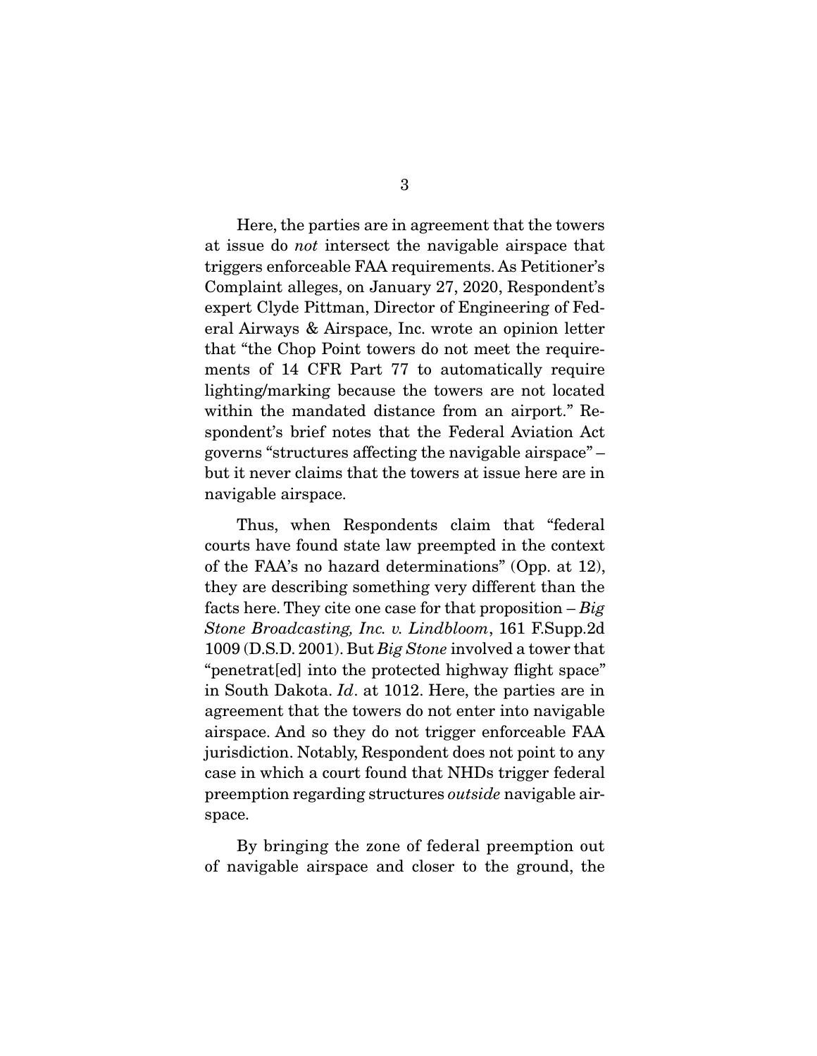Here, the parties are in agreement that the towers at issue do *not* intersect the navigable airspace that triggers enforceable FAA requirements. As Petitioner's Complaint alleges, on January 27, 2020, Respondent's expert Clyde Pittman, Director of Engineering of Federal Airways & Airspace, Inc. wrote an opinion letter that "the Chop Point towers do not meet the requirements of 14 CFR Part 77 to automatically require lighting/marking because the towers are not located within the mandated distance from an airport." Respondent's brief notes that the Federal Aviation Act governs "structures affecting the navigable airspace" – but it never claims that the towers at issue here are in navigable airspace.

Thus, when Respondents claim that "federal courts have found state law preempted in the context of the FAA's no hazard determinations" (Opp. at 12), they are describing something very different than the facts here. They cite one case for that proposition – *Big Stone Broadcasting, Inc. v. Lindbloom*, 161 F.Supp.2d 1009 (D.S.D. 2001). But *Big Stone* involved a tower that "penetrat[ed] into the protected highway flight space" in South Dakota. *Id*. at 1012. Here, the parties are in agreement that the towers do not enter into navigable airspace. And so they do not trigger enforceable FAA jurisdiction. Notably, Respondent does not point to any case in which a court found that NHDs trigger federal preemption regarding structures *outside* navigable airspace.

By bringing the zone of federal preemption out of navigable airspace and closer to the ground, the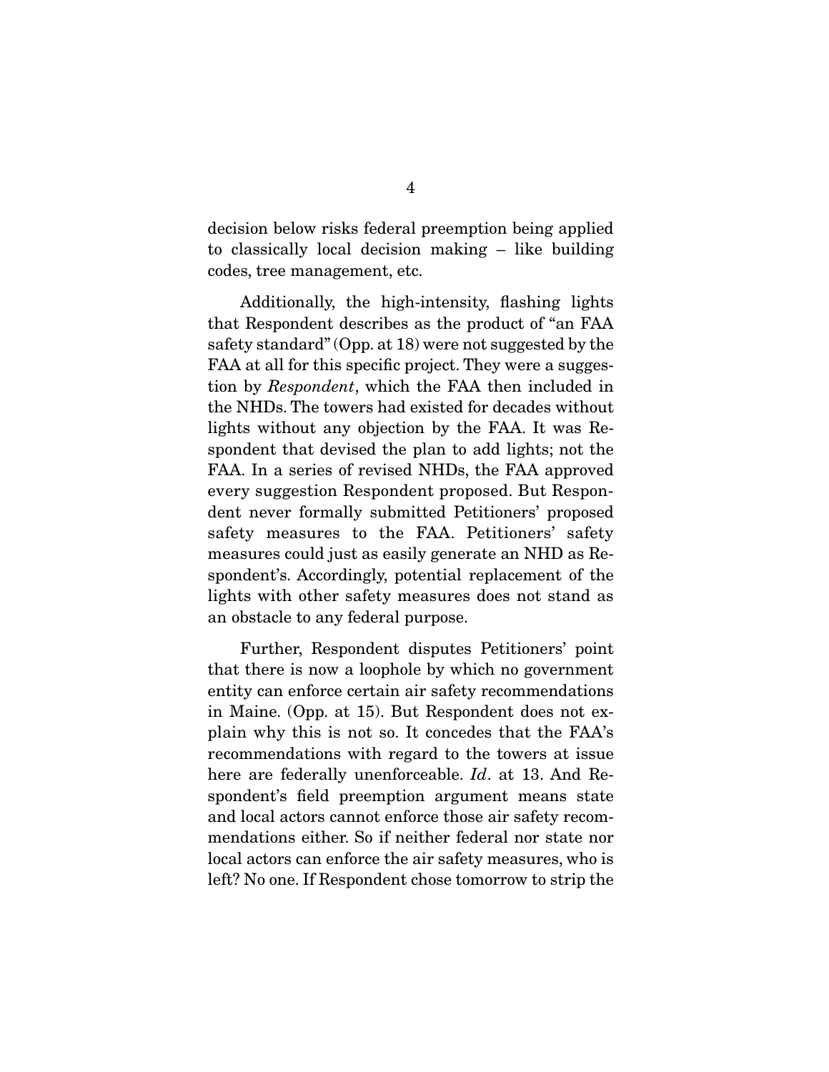decision below risks federal preemption being applied to classically local decision making – like building codes, tree management, etc.

Additionally, the high-intensity, flashing lights that Respondent describes as the product of "an FAA safety standard" (Opp. at 18) were not suggested by the FAA at all for this specific project. They were a suggestion by *Respondent*, which the FAA then included in the NHDs. The towers had existed for decades without lights without any objection by the FAA. It was Respondent that devised the plan to add lights; not the FAA. In a series of revised NHDs, the FAA approved every suggestion Respondent proposed. But Respondent never formally submitted Petitioners' proposed safety measures to the FAA. Petitioners' safety measures could just as easily generate an NHD as Respondent's. Accordingly, potential replacement of the lights with other safety measures does not stand as an obstacle to any federal purpose.

Further, Respondent disputes Petitioners' point that there is now a loophole by which no government entity can enforce certain air safety recommendations in Maine. (Opp. at 15). But Respondent does not explain why this is not so. It concedes that the FAA's recommendations with regard to the towers at issue here are federally unenforceable. *Id*. at 13. And Respondent's field preemption argument means state and local actors cannot enforce those air safety recommendations either. So if neither federal nor state nor local actors can enforce the air safety measures, who is left? No one. If Respondent chose tomorrow to strip the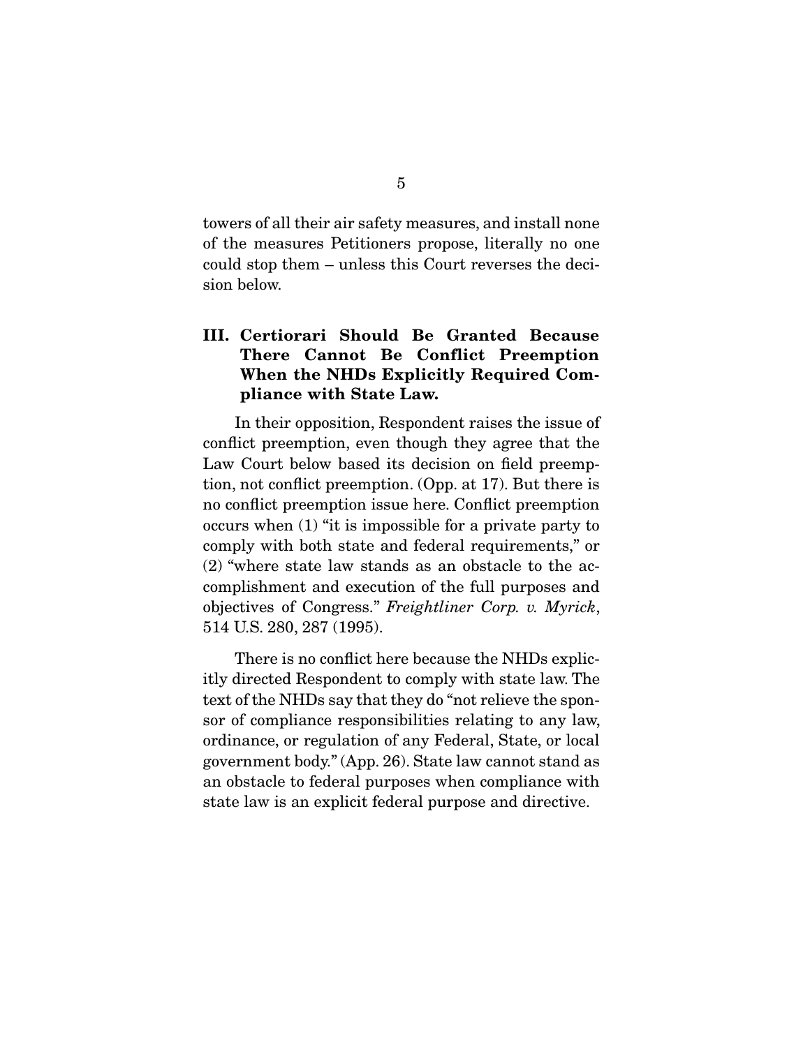towers of all their air safety measures, and install none of the measures Petitioners propose, literally no one could stop them – unless this Court reverses the decision below.

## III. Certiorari Should Be Granted Because There Cannot Be Conflict Preemption When the NHDs Explicitly Required Compliance with State Law.

In their opposition, Respondent raises the issue of conflict preemption, even though they agree that the Law Court below based its decision on field preemption, not conflict preemption. (Opp. at 17). But there is no conflict preemption issue here. Conflict preemption occurs when (1) "it is impossible for a private party to comply with both state and federal requirements," or (2) "where state law stands as an obstacle to the accomplishment and execution of the full purposes and objectives of Congress." *Freightliner Corp. v. Myrick*, 514 U.S. 280, 287 (1995).

There is no conflict here because the NHDs explicitly directed Respondent to comply with state law. The text of the NHDs say that they do "not relieve the sponsor of compliance responsibilities relating to any law, ordinance, or regulation of any Federal, State, or local government body." (App. 26). State law cannot stand as an obstacle to federal purposes when compliance with state law is an explicit federal purpose and directive.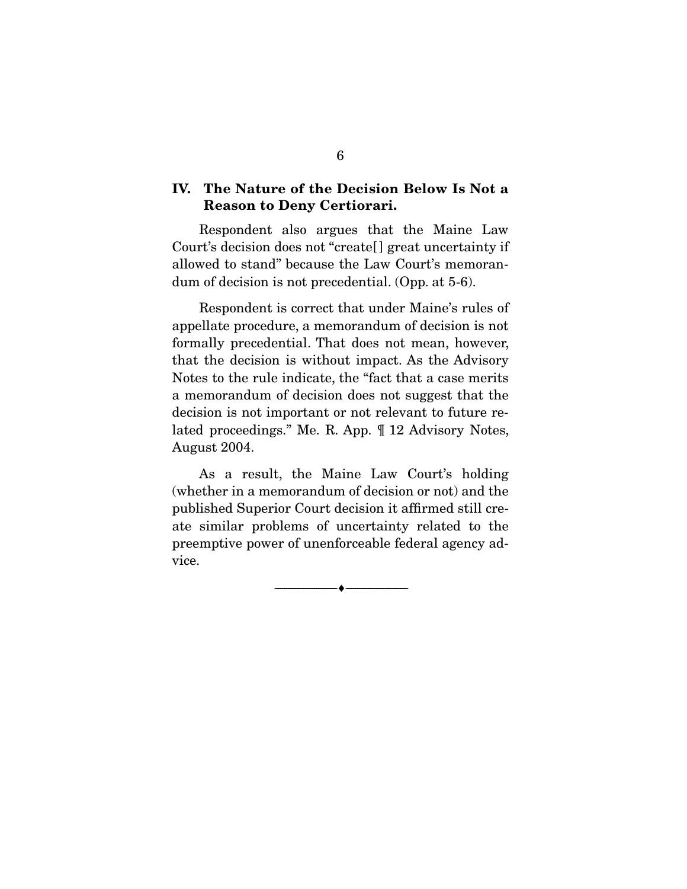## IV. The Nature of the Decision Below Is Not a Reason to Deny Certiorari.

Respondent also argues that the Maine Law Court's decision does not "create[] great uncertainty if allowed to stand" because the Law Court's memorandum of decision is not precedential. (Opp. at 5-6).

Respondent is correct that under Maine's rules of appellate procedure, a memorandum of decision is not formally precedential. That does not mean, however, that the decision is without impact. As the Advisory Notes to the rule indicate, the "fact that a case merits a memorandum of decision does not suggest that the decision is not important or not relevant to future related proceedings." Me. R. App. ¶ 12 Advisory Notes, August 2004.

As a result, the Maine Law Court's holding (whether in a memorandum of decision or not) and the published Superior Court decision it affirmed still create similar problems of uncertainty related to the preemptive power of unenforceable federal agency advice.

---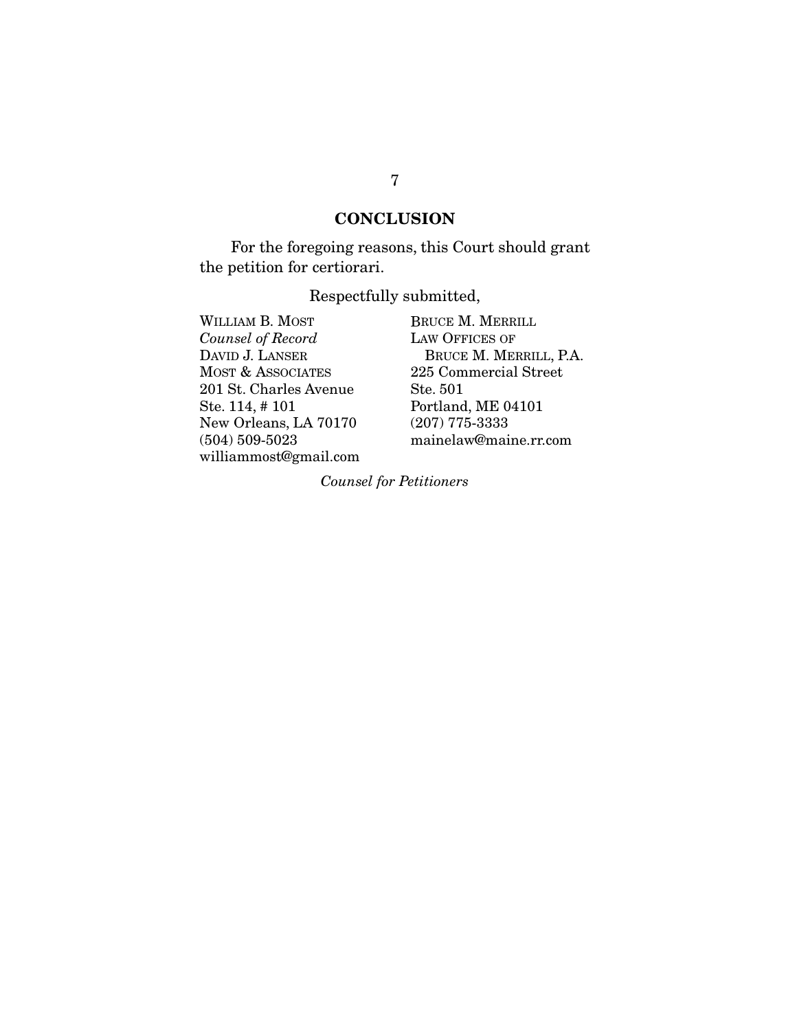## CONCLUSION

For the foregoing reasons, this Court should grant the petition for certiorari.

Respectfully submitted,

WILLIAM B. MOST
*Counsel of Record*
DAVID J. LANSER
MOST & ASSOCIATES
201 St. Charles Avenue
Ste. 114, # 101
New Orleans, LA 70170
(504) 509-5023
williammost@gmail.com

BRUCE M. MERRILL
LAW OFFICES OF
BRUCE M. MERRILL, P.A.
225 Commercial Street
Ste. 501
Portland, ME 04101
(207) 775-3333
mainelaw@maine.rr.com

*Counsel for Petitioners*